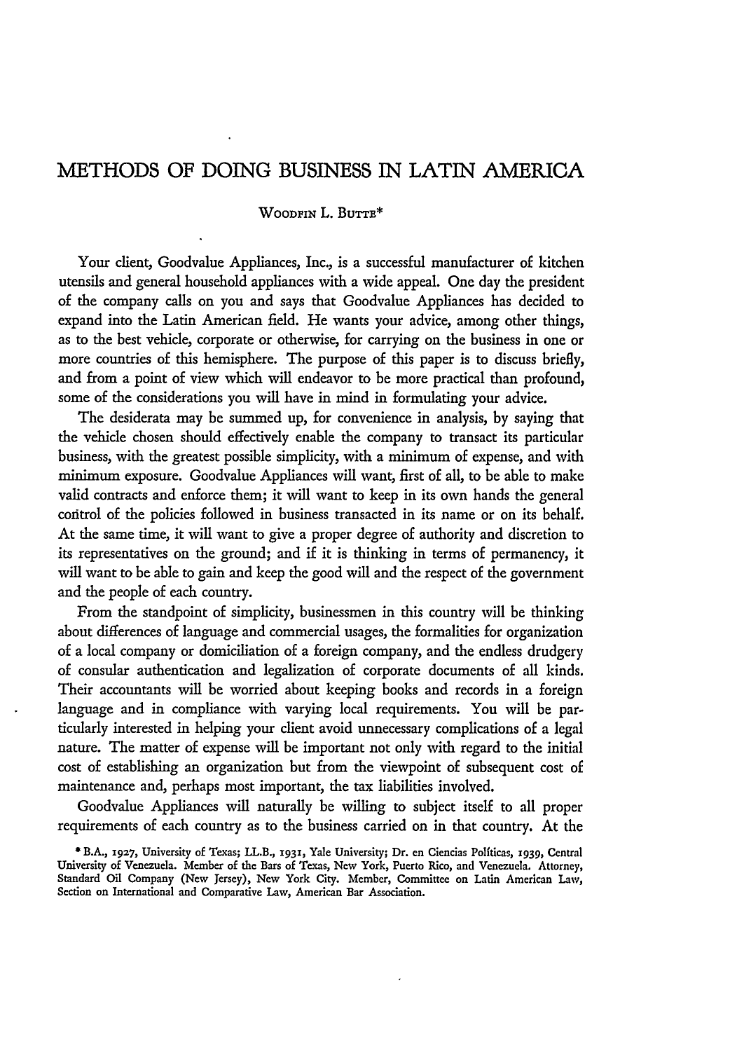# METHODS OF DOING BUSINESS IN LATIN AMERICA

WOODFIN L. BUTTE*

Your client, Goodvalue Appliances, Inc., is a successful manufacturer of kitchen utensils and general household appliances with a wide appeal. One day the president of the company calls on you and says that Goodvalue Appliances has decided to expand into the Latin American field. He wants your advice, among other things, as to the best vehicle, corporate or otherwise, for carrying on the business in one or more countries of this hemisphere. The purpose of this paper is to discuss briefly, and from a point of view which will endeavor to be more practical than profound, some of the considerations you will have in mind in formulating your advice.

The desiderata may be summed up, for convenience in analysis, by saying that the vehicle chosen should effectively enable the company to transact its particular business, with the greatest possible simplicity, with a minimum of expense, and with minimum exposure. Goodvalue Appliances will want, first of all, to be able to make valid contracts and enforce them; it will want to keep in its own hands the general control of the policies followed in business transacted in its name or on its behalf. At the same time, it will want to give a proper degree of authority and discretion to its representatives on the ground; and if it is thinking in terms of permanency, it will want to be able to gain and keep the good will and the respect of the government and the people of each country.

From the standpoint of simplicity, businessmen in this country will be thinking about differences of language and commercial usages, the formalities for organization of a local company or domiciliation of a foreign company, and the endless drudgery of consular authentication and legalization of corporate documents of all kinds. Their accountants will be worried about keeping books and records in a foreign language and in compliance with varying local requirements. You will be particularly interested in helping your client avoid unnecessary complications of a legal nature. The matter of expense will be important not only with regard to the initial cost of establishing an organization but from the viewpoint of subsequent cost of maintenance and, perhaps most important, the tax liabilities involved.

Goodvalue Appliances will naturally be willing to subject itself to all proper requirements of each country as to the business carried on in that country. At the

\* B.A., 1927, University of Texas; LL.B., 1931, Yale University; Dr. en Ciencias Políticas, 1939, Central University of Venezuela. Member of the Bars of Texas, New York, Puerto Rico, and Venezuela. Attorney, Standard Oil Company (New Jersey), New York City. Member, Committee on Latin American Law, Section on International and Comparative Law, American Bar Association.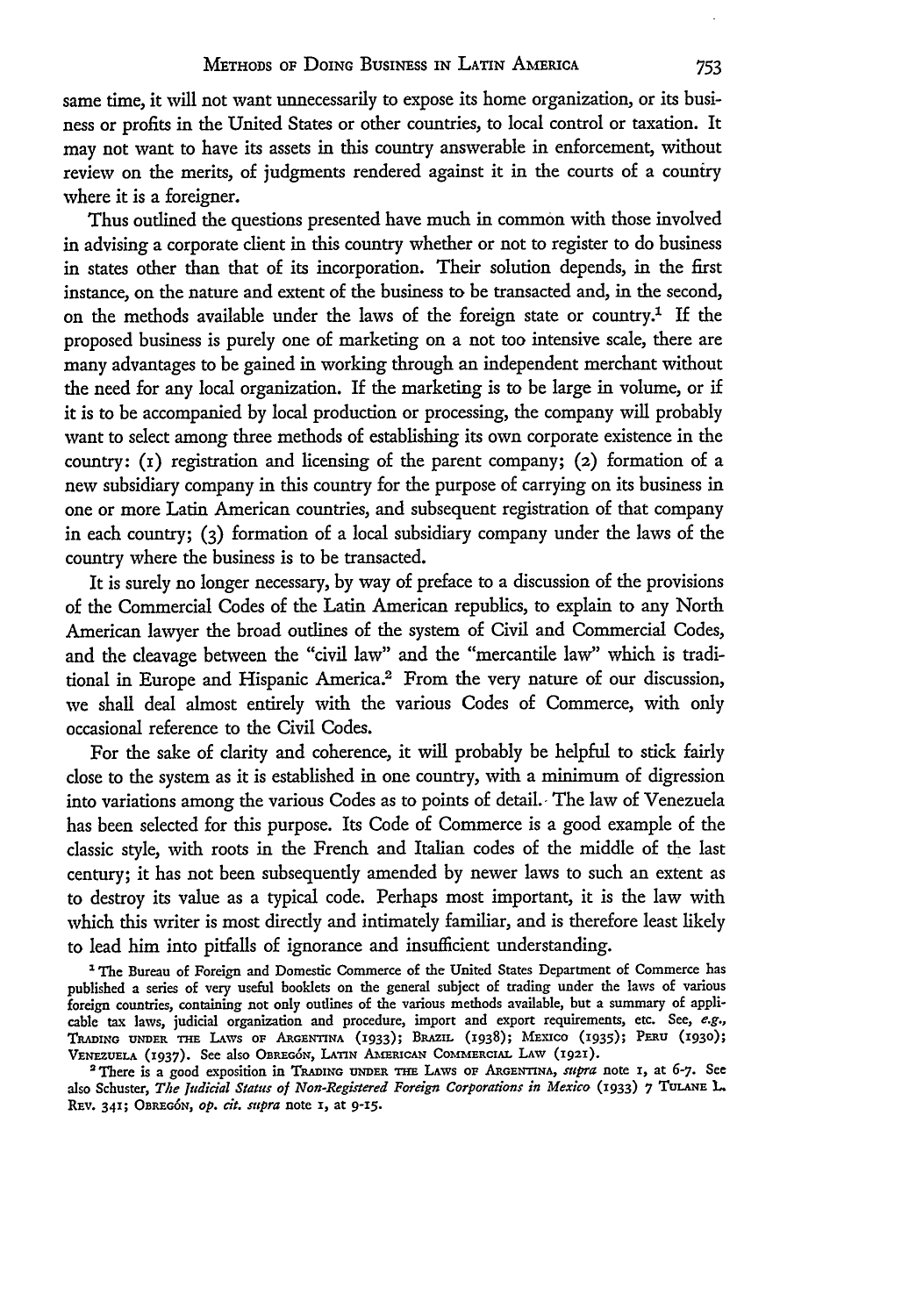same time, it will not want unnecessarily to expose its home organization, or its business or profits in the United States or other countries, to local control or taxation. It may not want to have its assets in this country answerable in enforcement, without review on the merits, of judgments rendered against it in the courts of a country where it is a foreigner.

Thus outlined the questions presented have much in common with those involved in advising a corporate client in this country whether or not to register to do business in states other than that of its incorporation. Their solution depends, in the first instance, on the nature and extent of the business to be transacted and, in the second, on the methods available under the laws of the foreign state or country.[1] If the proposed business is purely one of marketing on a not too intensive scale, there are many advantages to be gained in working through an independent merchant without the need for any local organization. If the marketing is to be large in volume, or if it is to be accompanied by local production or processing, the company will probably want to select among three methods of establishing its own corporate existence in the country: (1) registration and licensing of the parent company; (2) formation of a new subsidiary company in this country for the purpose of carrying on its business in one or more Latin American countries, and subsequent registration of that company in each country; (3) formation of a local subsidiary company under the laws of the country where the business is to be transacted.

It is surely no longer necessary, by way of preface to a discussion of the provisions of the Commercial Codes of the Latin American republics, to explain to any North American lawyer the broad outlines of the system of Civil and Commercial Codes, and the cleavage between the "civil law" and the "mercantile law" which is traditional in Europe and Hispanic America.[2] From the very nature of our discussion, we shall deal almost entirely with the various Codes of Commerce, with only occasional reference to the Civil Codes.

For the sake of clarity and coherence, it will probably be helpful to stick fairly close to the system as it is established in one country, with a minimum of digression into variations among the various Codes as to points of detail. The law of Venezuela has been selected for this purpose. Its Code of Commerce is a good example of the classic style, with roots in the French and Italian codes of the middle of the last century; it has not been subsequently amended by newer laws to such an extent as to destroy its value as a typical code. Perhaps most important, it is the law with which this writer is most directly and intimately familiar, and is therefore least likely to lead him into pitfalls of ignorance and insufficient understanding.

[1] The Bureau of Foreign and Domestic Commerce of the United States Department of Commerce has published a series of very useful booklets on the general subject of trading under the laws of various foreign countries, containing not only outlines of the various methods available, but a summary of applicable tax laws, judicial organization and procedure, import and export requirements, etc. See, *e.g.*, Trading under the Laws of Argentina (1933); Brazil (1938); Mexico (1935); Peru (1930); Venezuela (1937). See also Obregón, Latin American Commercial Law (1921).

[2] There is a good exposition in Trading under the Laws of Argentina, *supra* note 1, at 6-7. See also Schuster, *The Judicial Status of Non-Registered Foreign Corporations in Mexico* (1933) 7 Tulane L. Rev. 341; Obregón, *op. cit. supra* note 1, at 9-15.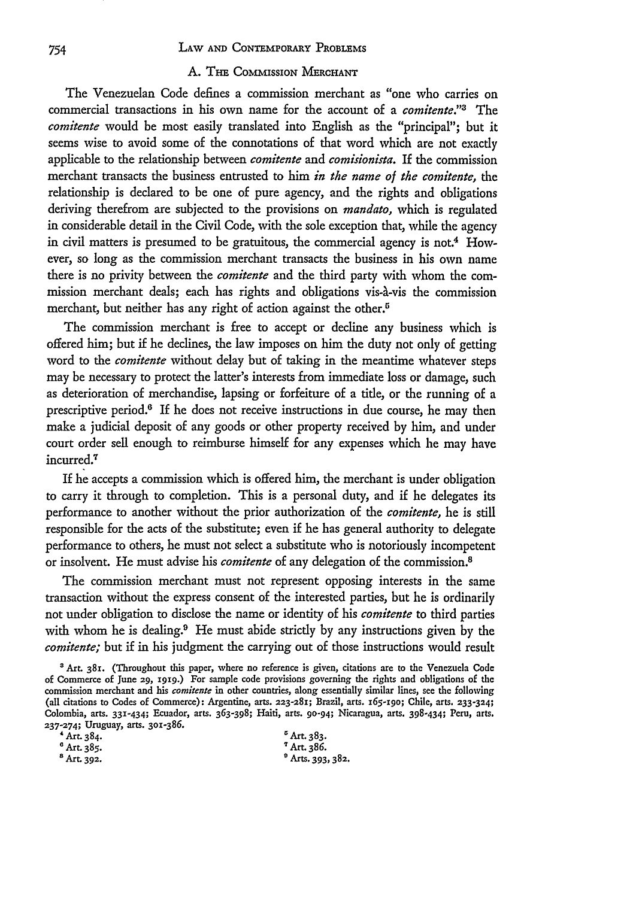### A. The Commission Merchant

The Venezuelan Code defines a commission merchant as "one who carries on commercial transactions in his own name for the account of a *comitente*."[3] The *comitente* would be most easily translated into English as the "principal"; but it seems wise to avoid some of the connotations of that word which are not exactly applicable to the relationship between *comitente* and *comisionista*. If the commission merchant transacts the business entrusted to him *in the name of the comitente,* the relationship is declared to be one of pure agency, and the rights and obligations deriving therefrom are subjected to the provisions on *mandato,* which is regulated in considerable detail in the Civil Code, with the sole exception that, while the agency in civil matters is presumed to be gratuitous, the commercial agency is not.[4] However, so long as the commission merchant transacts the business in his own name there is no privity between the *comitente* and the third party with whom the commission merchant deals; each has rights and obligations vis-à-vis the commission merchant, but neither has any right of action against the other.[5]

The commission merchant is free to accept or decline any business which is offered him; but if he declines, the law imposes on him the duty not only of getting word to the *comitente* without delay but of taking in the meantime whatever steps may be necessary to protect the latter's interests from immediate loss or damage, such as deterioration of merchandise, lapsing or forfeiture of a title, or the running of a prescriptive period.[6] If he does not receive instructions in due course, he may then make a judicial deposit of any goods or other property received by him, and under court order sell enough to reimburse himself for any expenses which he may have incurred.[7]

If he accepts a commission which is offered him, the merchant is under obligation to carry it through to completion. This is a personal duty, and if he delegates its performance to another without the prior authorization of the *comitente,* he is still responsible for the acts of the substitute; even if he has general authority to delegate performance to others, he must not select a substitute who is notoriously incompetent or insolvent. He must advise his *comitente* of any delegation of the commission.[8]

The commission merchant must not represent opposing interests in the same transaction without the express consent of the interested parties, but he is ordinarily not under obligation to disclose the name or identity of his *comitente* to third parties with whom he is dealing.[9] He must abide strictly by any instructions given by the *comitente;* but if in his judgment the carrying out of those instructions would result

---

[3] Art. 381. (Throughout this paper, where no reference is given, citations are to the Venezuela Code of Commerce of June 29, 1919.) For sample code provisions governing the rights and obligations of the commission merchant and his *comitente* in other countries, along essentially similar lines, see the following (all citations to Codes of Commerce): Argentine, arts. 223-281; Brazil, arts. 165-190; Chile, arts. 233-324; Colombia, arts. 331-434; Ecuador, arts. 363-398; Haiti, arts. 90-94; Nicaragua, arts. 398-434; Peru, arts. 237-274; Uruguay, arts. 301-386.

[4] Art. 384.

[5] Art. 383.

[6] Art. 385.

[7] Art. 386.

[8] Art. 392.

[9] Arts. 393, 382.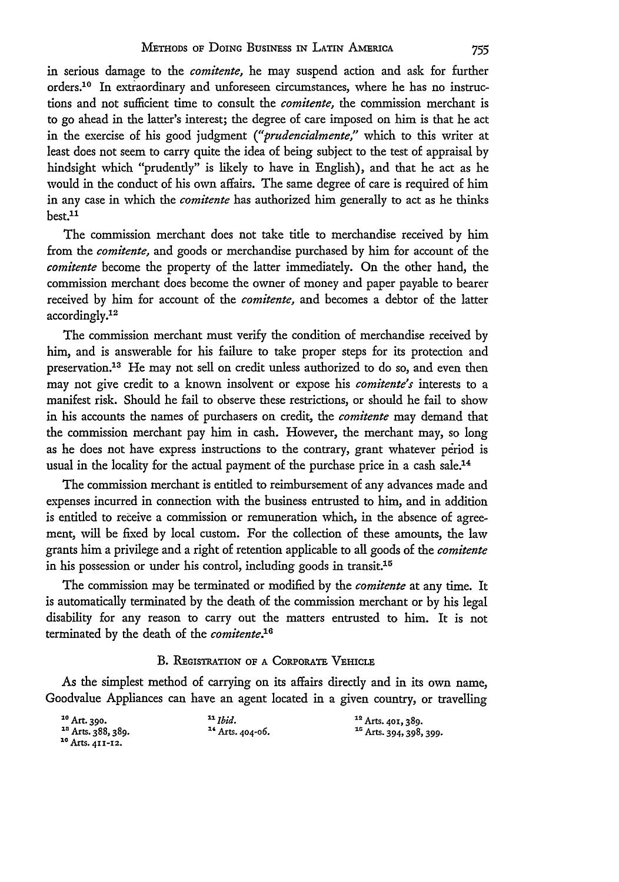in serious damage to the *comitente,* he may suspend action and ask for further orders.[10] In extraordinary and unforeseen circumstances, where he has no instructions and not sufficient time to consult the *comitente,* the commission merchant is to go ahead in the latter's interest; the degree of care imposed on him is that he act in the exercise of his good judgment (*"prudencialmente,"* which to this writer at least does not seem to carry quite the idea of being subject to the test of appraisal by hindsight which "prudently" is likely to have in English), and that he act as he would in the conduct of his own affairs. The same degree of care is required of him in any case in which the *comitente* has authorized him generally to act as he thinks best.[11]

The commission merchant does not take title to merchandise received by him from the *comitente,* and goods or merchandise purchased by him for account of the *comitente* become the property of the latter immediately. On the other hand, the commission merchant does become the owner of money and paper payable to bearer received by him for account of the *comitente,* and becomes a debtor of the latter accordingly.[12]

The commission merchant must verify the condition of merchandise received by him, and is answerable for his failure to take proper steps for its protection and preservation.[13] He may not sell on credit unless authorized to do so, and even then may not give credit to a known insolvent or expose his *comitente's* interests to a manifest risk. Should he fail to observe these restrictions, or should he fail to show in his accounts the names of purchasers on credit, the *comitente* may demand that the commission merchant pay him in cash. However, the merchant may, so long as he does not have express instructions to the contrary, grant whatever period is usual in the locality for the actual payment of the purchase price in a cash sale.[14]

The commission merchant is entitled to reimbursement of any advances made and expenses incurred in connection with the business entrusted to him, and in addition is entitled to receive a commission or remuneration which, in the absence of agreement, will be fixed by local custom. For the collection of these amounts, the law grants him a privilege and a right of retention applicable to all goods of the *comitente* in his possession or under his control, including goods in transit.[15]

The commission may be terminated or modified by the *comitente* at any time. It is automatically terminated by the death of the commission merchant or by his legal disability for any reason to carry out the matters entrusted to him. It is not terminated by the death of the *comitente.*[16]

### B. Registration of a Corporate Vehicle

As the simplest method of carrying on its affairs directly and in its own name, Goodvalue Appliances can have an agent located in a given country, or travelling

[10] Art. 390.
[11] *Ibid.*
[12] Arts. 401, 389.
[13] Arts. 388, 389.
[14] Arts. 404-06.
[15] Arts. 394, 398, 399.
[16] Arts. 411-12.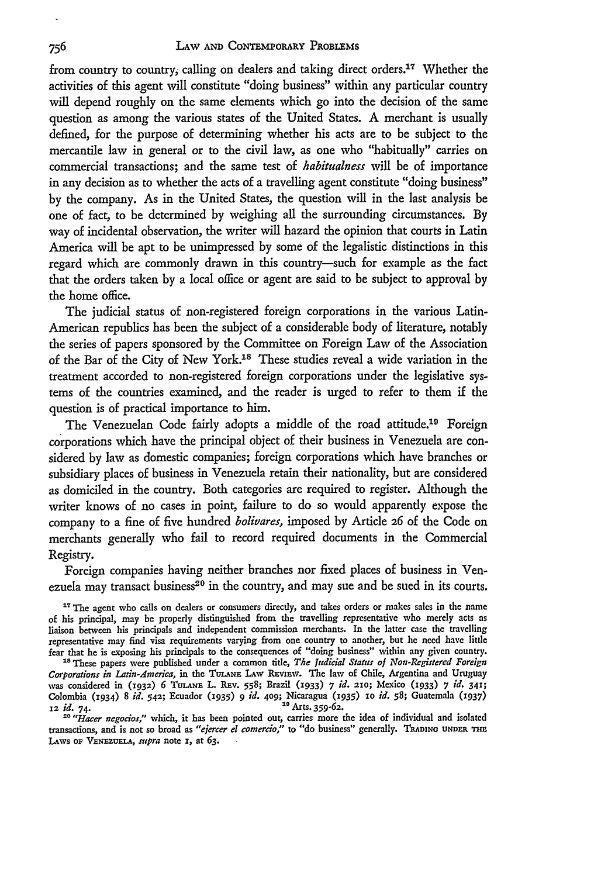from country to country, calling on dealers and taking direct orders.[17] Whether the activities of this agent will constitute "doing business" within any particular country will depend roughly on the same elements which go into the decision of the same question as among the various states of the United States. A merchant is usually defined, for the purpose of determining whether his acts are to be subject to the mercantile law in general or to the civil law, as one who "habitually" carries on commercial transactions; and the same test of *habitualness* will be of importance in any decision as to whether the acts of a travelling agent constitute "doing business" by the company. As in the United States, the question will in the last analysis be one of fact, to be determined by weighing all the surrounding circumstances. By way of incidental observation, the writer will hazard the opinion that courts in Latin America will be apt to be unimpressed by some of the legalistic distinctions in this regard which are commonly drawn in this country—such for example as the fact that the orders taken by a local office or agent are said to be subject to approval by the home office.

The judicial status of non-registered foreign corporations in the various Latin-American republics has been the subject of a considerable body of literature, notably the series of papers sponsored by the Committee on Foreign Law of the Association of the Bar of the City of New York.[18] These studies reveal a wide variation in the treatment accorded to non-registered foreign corporations under the legislative systems of the countries examined, and the reader is urged to refer to them if the question is of practical importance to him.

The Venezuelan Code fairly adopts a middle of the road attitude.[19] Foreign corporations which have the principal object of their business in Venezuela are considered by law as domestic companies; foreign corporations which have branches or subsidiary places of business in Venezuela retain their nationality, but are considered as domiciled in the country. Both categories are required to register. Although the writer knows of no cases in point, failure to do so would apparently expose the company to a fine of five hundred *bolivares,* imposed by Article 26 of the Code on merchants generally who fail to record required documents in the Commercial Registry.

Foreign companies having neither branches nor fixed places of business in Venezuela may transact business[20] in the country, and may sue and be sued in its courts.

[17] The agent who calls on dealers or consumers directly, and takes orders or makes sales in the name of his principal, may be properly distinguished from the travelling representative who merely acts as liaison between his principals and independent commission merchants. In the latter case the travelling representative may find visa requirements varying from one country to another, but he need have little fear that he is exposing his principals to the consequences of "doing business" within any given country.

[18] These papers were published under a common title, *The Judicial Status of Non-Registered Foreign Corporations in Latin-America,* in the TULANE LAW REVIEW. The law of Chile, Argentina and Uruguay was considered in (1932) 6 TULANE L. REV. 558; Brazil (1933) 7 *id.* 210; Mexico (1933) 7 *id.* 341; Colombia (1934) 8 *id.* 542; Ecuador (1935) 9 *id.* 409; Nicaragua (1935) 10 *id.* 58; Guatemala (1937) 12 *id.* 74.

[19] Arts. 359-62.

[20] *"Hacer negocios,"* which, it has been pointed out, carries more the idea of individual and isolated transactions, and is not so broad as *"ejercer el comercio,"* to "do business" generally. TRADING UNDER THE LAWS OF VENEZUELA, *supra* note 1, at 63.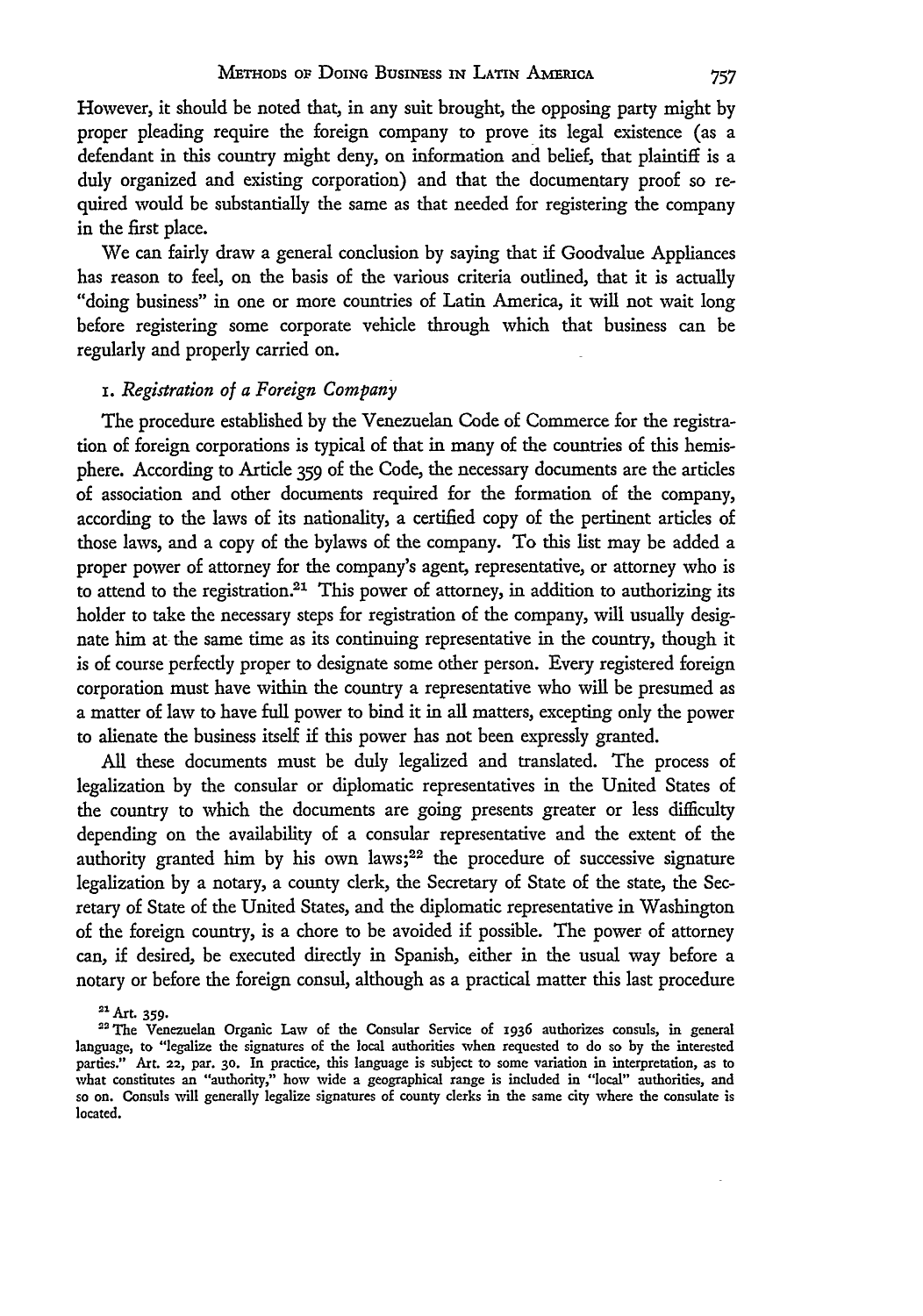However, it should be noted that, in any suit brought, the opposing party might by proper pleading require the foreign company to prove its legal existence (as a defendant in this country might deny, on information and belief, that plaintiff is a duly organized and existing corporation) and that the documentary proof so required would be substantially the same as that needed for registering the company in the first place.

We can fairly draw a general conclusion by saying that if Goodvalue Appliances has reason to feel, on the basis of the various criteria outlined, that it is actually "doing business" in one or more countries of Latin America, it will not wait long before registering some corporate vehicle through which that business can be regularly and properly carried on.

### 1. *Registration of a Foreign Company*

The procedure established by the Venezuelan Code of Commerce for the registration of foreign corporations is typical of that in many of the countries of this hemisphere. According to Article 359 of the Code, the necessary documents are the articles of association and other documents required for the formation of the company, according to the laws of its nationality, a certified copy of the pertinent articles of those laws, and a copy of the bylaws of the company. To this list may be added a proper power of attorney for the company's agent, representative, or attorney who is to attend to the registration.[21] This power of attorney, in addition to authorizing its holder to take the necessary steps for registration of the company, will usually designate him at the same time as its continuing representative in the country, though it is of course perfectly proper to designate some other person. Every registered foreign corporation must have within the country a representative who will be presumed as a matter of law to have full power to bind it in all matters, excepting only the power to alienate the business itself if this power has not been expressly granted.

All these documents must be duly legalized and translated. The process of legalization by the consular or diplomatic representatives in the United States of the country to which the documents are going presents greater or less difficulty depending on the availability of a consular representative and the extent of the authority granted him by his own laws;[22] the procedure of successive signature legalization by a notary, a county clerk, the Secretary of State of the state, the Secretary of State of the United States, and the diplomatic representative in Washington of the foreign country, is a chore to be avoided if possible. The power of attorney can, if desired, be executed directly in Spanish, either in the usual way before a notary or before the foreign consul, although as a practical matter this last procedure

[21] Art. 359.

[22] The Venezuelan Organic Law of the Consular Service of 1936 authorizes consuls, in general language, to "legalize the signatures of the local authorities when requested to do so by the interested parties." Art. 22, par. 30. In practice, this language is subject to some variation in interpretation, as to what constitutes an "authority," how wide a geographical range is included in "local" authorities, and so on. Consuls will generally legalize signatures of county clerks in the same city where the consulate is located.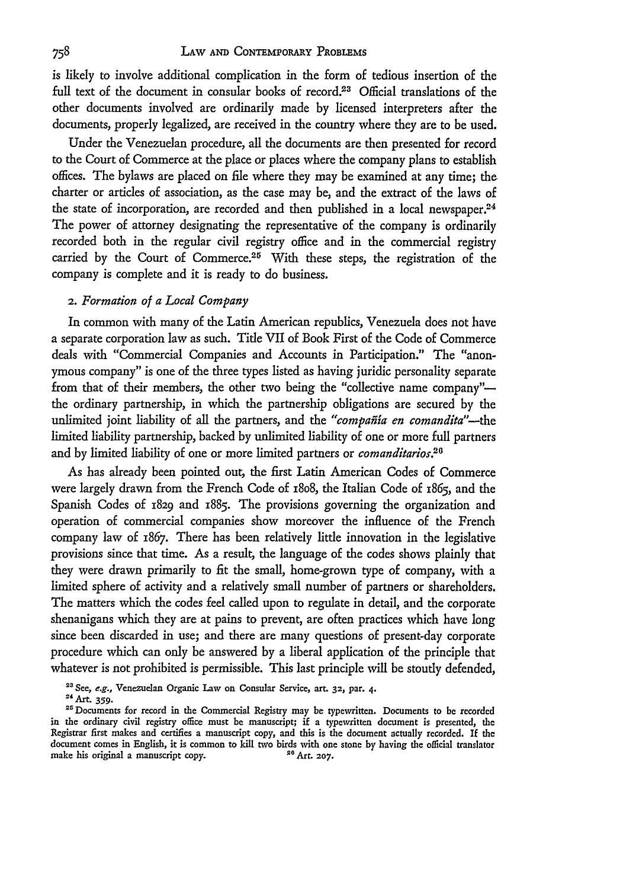is likely to involve additional complication in the form of tedious insertion of the full text of the document in consular books of record.[23] Official translations of the other documents involved are ordinarily made by licensed interpreters after the documents, properly legalized, are received in the country where they are to be used.

Under the Venezuelan procedure, all the documents are then presented for record to the Court of Commerce at the place or places where the company plans to establish offices. The bylaws are placed on file where they may be examined at any time; the charter or articles of association, as the case may be, and the extract of the laws of the state of incorporation, are recorded and then published in a local newspaper.[24] The power of attorney designating the representative of the company is ordinarily recorded both in the regular civil registry office and in the commercial registry carried by the Court of Commerce.[25] With these steps, the registration of the company is complete and it is ready to do business.

### 2. *Formation of a Local Company*

In common with many of the Latin American republics, Venezuela does not have a separate corporation law as such. Title VII of Book First of the Code of Commerce deals with "Commercial Companies and Accounts in Participation." The "anonymous company" is one of the three types listed as having juridic personality separate from that of their members, the other two being the "collective name company"—the ordinary partnership, in which the partnership obligations are secured by the unlimited joint liability of all the partners, and the *"compañía en comandita"*—the limited liability partnership, backed by unlimited liability of one or more full partners and by limited liability of one or more limited partners or *comanditarios*.[26]

As has already been pointed out, the first Latin American Codes of Commerce were largely drawn from the French Code of 1808, the Italian Code of 1865, and the Spanish Codes of 1829 and 1885. The provisions governing the organization and operation of commercial companies show moreover the influence of the French company law of 1867. There has been relatively little innovation in the legislative provisions since that time. As a result, the language of the codes shows plainly that they were drawn primarily to fit the small, home-grown type of company, with a limited sphere of activity and a relatively small number of partners or shareholders. The matters which the codes feel called upon to regulate in detail, and the corporate shenanigans which they are at pains to prevent, are often practices which have long since been discarded in use; and there are many questions of present-day corporate procedure which can only be answered by a liberal application of the principle that whatever is not prohibited is permissible. This last principle will be stoutly defended,

---

[23] See, *e.g.*, Venezuelan Organic Law on Consular Service, art. 32, par. 4.

[24] Art. 359.

[25] Documents for record in the Commercial Registry may be typewritten. Documents to be recorded in the ordinary civil registry office must be manuscript; if a typewritten document is presented, the Registrar first makes and certifies a manuscript copy, and this is the document actually recorded. If the document comes in English, it is common to kill two birds with one stone by having the official translator make his original a manuscript copy.

[26] Art. 207.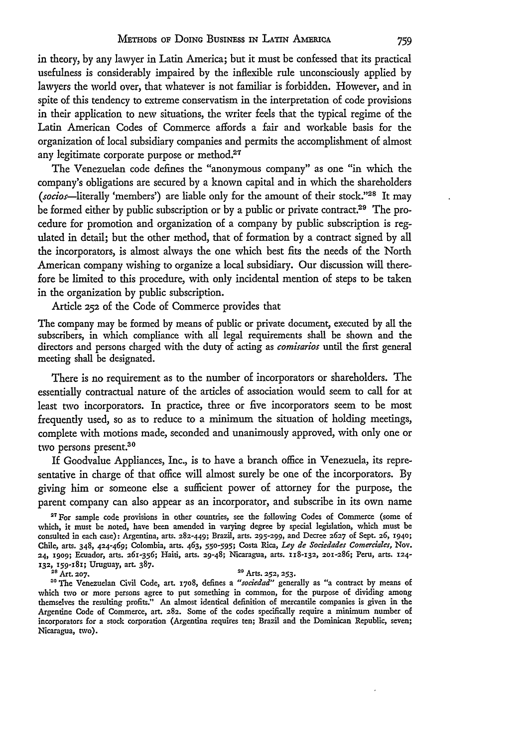in theory, by any lawyer in Latin America; but it must be confessed that its practical usefulness is considerably impaired by the inflexible rule unconsciously applied by lawyers the world over, that whatever is not familiar is forbidden. However, and in spite of this tendency to extreme conservatism in the interpretation of code provisions in their application to new situations, the writer feels that the typical regime of the Latin American Codes of Commerce affords a fair and workable basis for the organization of local subsidiary companies and permits the accomplishment of almost any legitimate corporate purpose or method.[27]

The Venezuelan code defines the "anonymous company" as one "in which the company's obligations are secured by a known capital and in which the shareholders (*socios*—literally 'members') are liable only for the amount of their stock."[28] It may be formed either by public subscription or by a public or private contract.[29] The procedure for promotion and organization of a company by public subscription is regulated in detail; but the other method, that of formation by a contract signed by all the incorporators, is almost always the one which best fits the needs of the North American company wishing to organize a local subsidiary. Our discussion will therefore be limited to this procedure, with only incidental mention of steps to be taken in the organization by public subscription.

Article 252 of the Code of Commerce provides that

> The company may be formed by means of public or private document, executed by all the subscribers, in which compliance with all legal requirements shall be shown and the directors and persons charged with the duty of acting as *comisarios* until the first general meeting shall be designated.

There is no requirement as to the number of incorporators or shareholders. The essentially contractual nature of the articles of association would seem to call for at least two incorporators. In practice, three or five incorporators seem to be most frequently used, so as to reduce to a minimum the situation of holding meetings, complete with motions made, seconded and unanimously approved, with only one or two persons present.[30]

If Goodvalue Appliances, Inc., is to have a branch office in Venezuela, its representative in charge of that office will almost surely be one of the incorporators. By giving him or someone else a sufficient power of attorney for the purpose, the parent company can also appear as an incorporator, and subscribe in its own name

[27] For sample code provisions in other countries, see the following Codes of Commerce (some of which, it must be noted, have been amended in varying degree by special legislation, which must be consulted in each case): Argentina, arts. 282-449; Brazil, arts. 295-299, and Decree 2627 of Sept. 26, 1940; Chile, arts. 348, 424-469; Colombia, arts. 463, 550-595; Costa Rica, *Ley de Sociedades Comerciales*, Nov. 24, 1909; Ecuador, arts. 261-356; Haiti, arts. 29-48; Nicaragua, arts. 118-132, 201-286; Peru, arts. 124-132, 159-181; Uruguay, art. 387.

[28] Art. 207.

[29] Arts. 252, 253.

[30] The Venezuelan Civil Code, art. 1708, defines a *"sociedad"* generally as "a contract by means of which two or more persons agree to put something in common, for the purpose of dividing among themselves the resulting profits." An almost identical definition of mercantile companies is given in the Argentine Code of Commerce, art. 282. Some of the codes specifically require a minimum number of incorporators for a stock corporation (Argentina requires ten; Brazil and the Dominican Republic, seven; Nicaragua, two).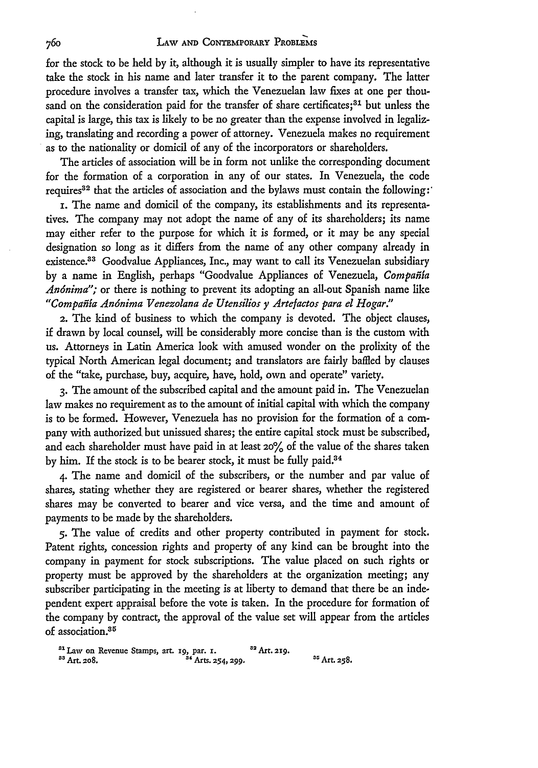for the stock to be held by it, although it is usually simpler to have its representative take the stock in his name and later transfer it to the parent company. The latter procedure involves a transfer tax, which the Venezuelan law fixes at one per thousand on the consideration paid for the transfer of share certificates;[31] but unless the capital is large, this tax is likely to be no greater than the expense involved in legalizing, translating and recording a power of attorney. Venezuela makes no requirement as to the nationality or domicil of any of the incorporators or shareholders.

The articles of association will be in form not unlike the corresponding document for the formation of a corporation in any of our states. In Venezuela, the code requires[32] that the articles of association and the bylaws must contain the following:

1. The name and domicil of the company, its establishments and its representatives. The company may not adopt the name of any of its shareholders; its name may either refer to the purpose for which it is formed, or it may be any special designation so long as it differs from the name of any other company already in existence.[33] Goodvalue Appliances, Inc., may want to call its Venezuelan subsidiary by a name in English, perhaps "Goodvalue Appliances of Venezuela, *Compañía Anónima*"; or there is nothing to prevent its adopting an all-out Spanish name like "*Compañía Anónima Venezolana de Utensilios y Artefactos para el Hogar.*"

2. The kind of business to which the company is devoted. The object clauses, if drawn by local counsel, will be considerably more concise than is the custom with us. Attorneys in Latin America look with amused wonder on the prolixity of the typical North American legal document; and translators are fairly baffled by clauses of the "take, purchase, buy, acquire, have, hold, own and operate" variety.

3. The amount of the subscribed capital and the amount paid in. The Venezuelan law makes no requirement as to the amount of initial capital with which the company is to be formed. However, Venezuela has no provision for the formation of a company with authorized but unissued shares; the entire capital stock must be subscribed, and each shareholder must have paid in at least 20% of the value of the shares taken by him. If the stock is to be bearer stock, it must be fully paid.[34]

4. The name and domicil of the subscribers, or the number and par value of shares, stating whether they are registered or bearer shares, whether the registered shares may be converted to bearer and vice versa, and the time and amount of payments to be made by the shareholders.

5. The value of credits and other property contributed in payment for stock. Patent rights, concession rights and property of any kind can be brought into the company in payment for stock subscriptions. The value placed on such rights or property must be approved by the shareholders at the organization meeting; any subscriber participating in the meeting is at liberty to demand that there be an independent expert appraisal before the vote is taken. In the procedure for formation of the company by contract, the approval of the value set will appear from the articles of association.[35]

[31] Law on Revenue Stamps, art. 19, par. 1.
[32] Art. 219.
[33] Art. 208.
[34] Arts. 254, 299.
[35] Art. 258.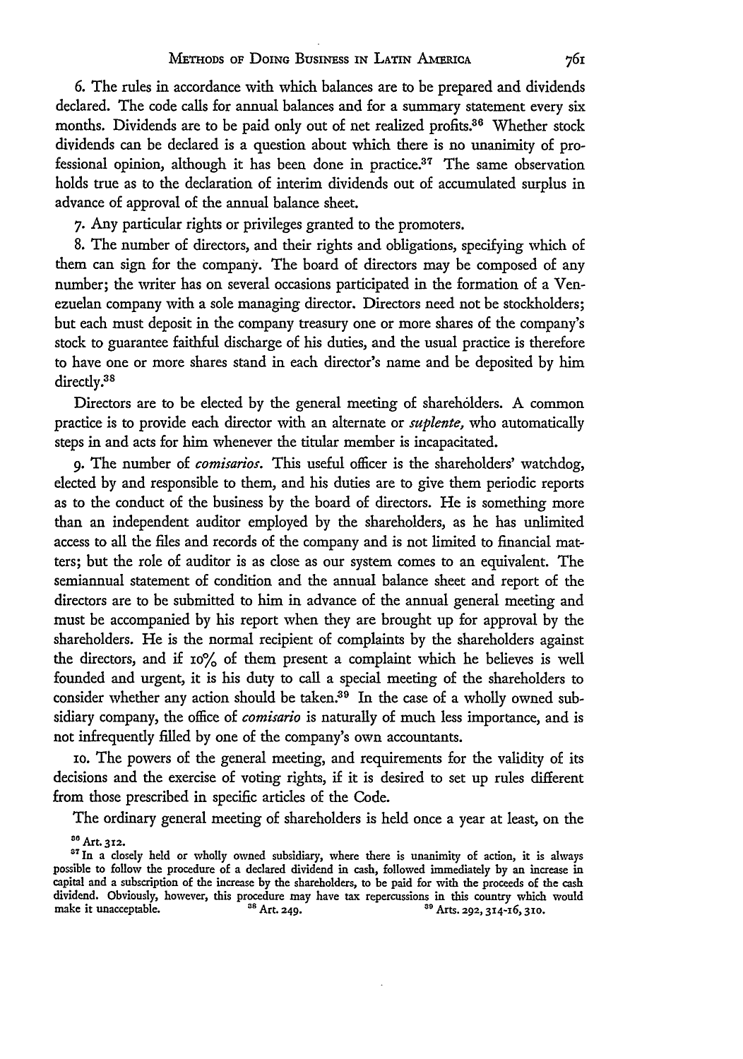6. The rules in accordance with which balances are to be prepared and dividends declared. The code calls for annual balances and for a summary statement every six months. Dividends are to be paid only out of net realized profits.[36] Whether stock dividends can be declared is a question about which there is no unanimity of professional opinion, although it has been done in practice.[37] The same observation holds true as to the declaration of interim dividends out of accumulated surplus in advance of approval of the annual balance sheet.

7. Any particular rights or privileges granted to the promoters.

8. The number of directors, and their rights and obligations, specifying which of them can sign for the company. The board of directors may be composed of any number; the writer has on several occasions participated in the formation of a Venezuelan company with a sole managing director. Directors need not be stockholders; but each must deposit in the company treasury one or more shares of the company's stock to guarantee faithful discharge of his duties, and the usual practice is therefore to have one or more shares stand in each director's name and be deposited by him directly.[38]

Directors are to be elected by the general meeting of shareholders. A common practice is to provide each director with an alternate or *suplente,* who automatically steps in and acts for him whenever the titular member is incapacitated.

9. The number of *comisarios.* This useful officer is the shareholders' watchdog, elected by and responsible to them, and his duties are to give them periodic reports as to the conduct of the business by the board of directors. He is something more than an independent auditor employed by the shareholders, as he has unlimited access to all the files and records of the company and is not limited to financial matters; but the role of auditor is as close as our system comes to an equivalent. The semiannual statement of condition and the annual balance sheet and report of the directors are to be submitted to him in advance of the annual general meeting and must be accompanied by his report when they are brought up for approval by the shareholders. He is the normal recipient of complaints by the shareholders against the directors, and if 10% of them present a complaint which he believes is well founded and urgent, it is his duty to call a special meeting of the shareholders to consider whether any action should be taken.[39] In the case of a wholly owned subsidiary company, the office of *comisario* is naturally of much less importance, and is not infrequently filled by one of the company's own accountants.

10. The powers of the general meeting, and requirements for the validity of its decisions and the exercise of voting rights, if it is desired to set up rules different from those prescribed in specific articles of the Code.

The ordinary general meeting of shareholders is held once a year at least, on the

[36] Art. 312.

[37] In a closely held or wholly owned subsidiary, where there is unanimity of action, it is always possible to follow the procedure of a declared dividend in cash, followed immediately by an increase in capital and a subscription of the increase by the shareholders, to be paid for with the proceeds of the cash dividend. Obviously, however, this procedure may have tax repercussions in this country which would make it unacceptable.

[38] Art. 249.

[39] Arts. 292, 314-16, 310.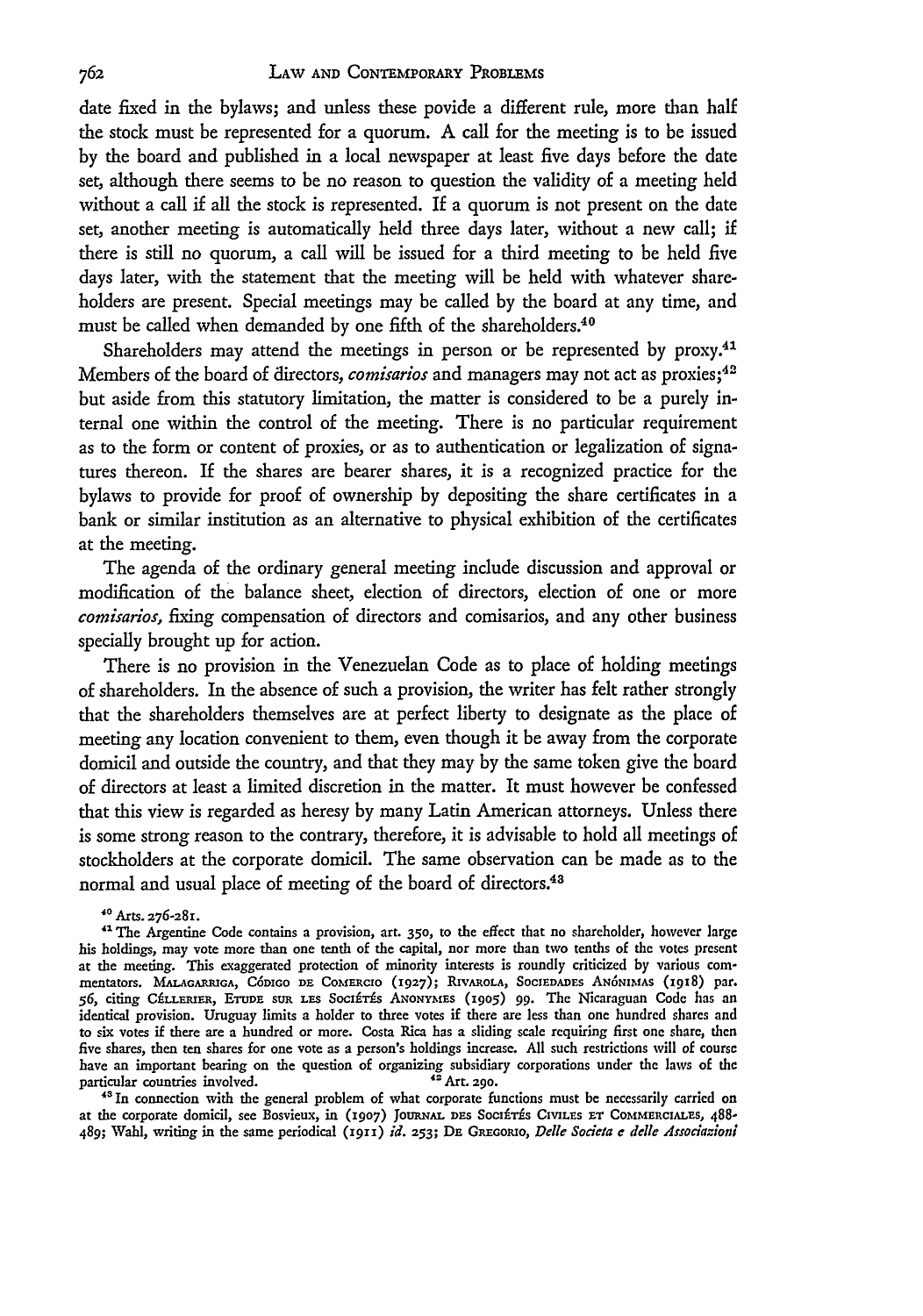date fixed in the bylaws; and unless these povide a different rule, more than half the stock must be represented for a quorum. A call for the meeting is to be issued by the board and published in a local newspaper at least five days before the date set, although there seems to be no reason to question the validity of a meeting held without a call if all the stock is represented. If a quorum is not present on the date set, another meeting is automatically held three days later, without a new call; if there is still no quorum, a call will be issued for a third meeting to be held five days later, with the statement that the meeting will be held with whatever shareholders are present. Special meetings may be called by the board at any time, and must be called when demanded by one fifth of the shareholders.[40]

Shareholders may attend the meetings in person or be represented by proxy.[41] Members of the board of directors, *comisarios* and managers may not act as proxies;[42] but aside from this statutory limitation, the matter is considered to be a purely internal one within the control of the meeting. There is no particular requirement as to the form or content of proxies, or as to authentication or legalization of signatures thereon. If the shares are bearer shares, it is a recognized practice for the bylaws to provide for proof of ownership by depositing the share certificates in a bank or similar institution as an alternative to physical exhibition of the certificates at the meeting.

The agenda of the ordinary general meeting include discussion and approval or modification of the balance sheet, election of directors, election of one or more *comisarios,* fixing compensation of directors and comisarios, and any other business specially brought up for action.

There is no provision in the Venezuelan Code as to place of holding meetings of shareholders. In the absence of such a provision, the writer has felt rather strongly that the shareholders themselves are at perfect liberty to designate as the place of meeting any location convenient to them, even though it be away from the corporate domicil and outside the country, and that they may by the same token give the board of directors at least a limited discretion in the matter. It must however be confessed that this view is regarded as heresy by many Latin American attorneys. Unless there is some strong reason to the contrary, therefore, it is advisable to hold all meetings of stockholders at the corporate domicil. The same observation can be made as to the normal and usual place of meeting of the board of directors.[43]

---

[40] Arts. 276-281.

[41] The Argentine Code contains a provision, art. 350, to the effect that no shareholder, however large his holdings, may vote more than one tenth of the capital, nor more than two tenths of the votes present at the meeting. This exaggerated protection of minority interests is roundly criticized by various commentators. MALAGARRIGA, CÓDIGO DE COMERCIO (1927); RIVAROLA, SOCIEDADES ANÓNIMAS (1918) par. 56, citing CÉLLERIER, ETUDE SUR LES SOCIÉTÉS ANONYMES (1905) 99. The Nicaraguan Code has an identical provision. Uruguay limits a holder to three votes if there are less than one hundred shares and to six votes if there are a hundred or more. Costa Rica has a sliding scale requiring first one share, then five shares, then ten shares for one vote as a person's holdings increase. All such restrictions will of course have an important bearing on the question of organizing subsidiary corporations under the laws of the particular countries involved.

[42] Art. 290.

[43] In connection with the general problem of what corporate functions must be necessarily carried on at the corporate domicil, see Bosvieux, in (1907) JOURNAL DES SOCIÉTÉS CIVILES ET COMMERCIALES, 488-489; Wahl, writing in the same periodical (1911) *id.* 253; DE GREGORIO, *Delle Societa e delle Associazioni*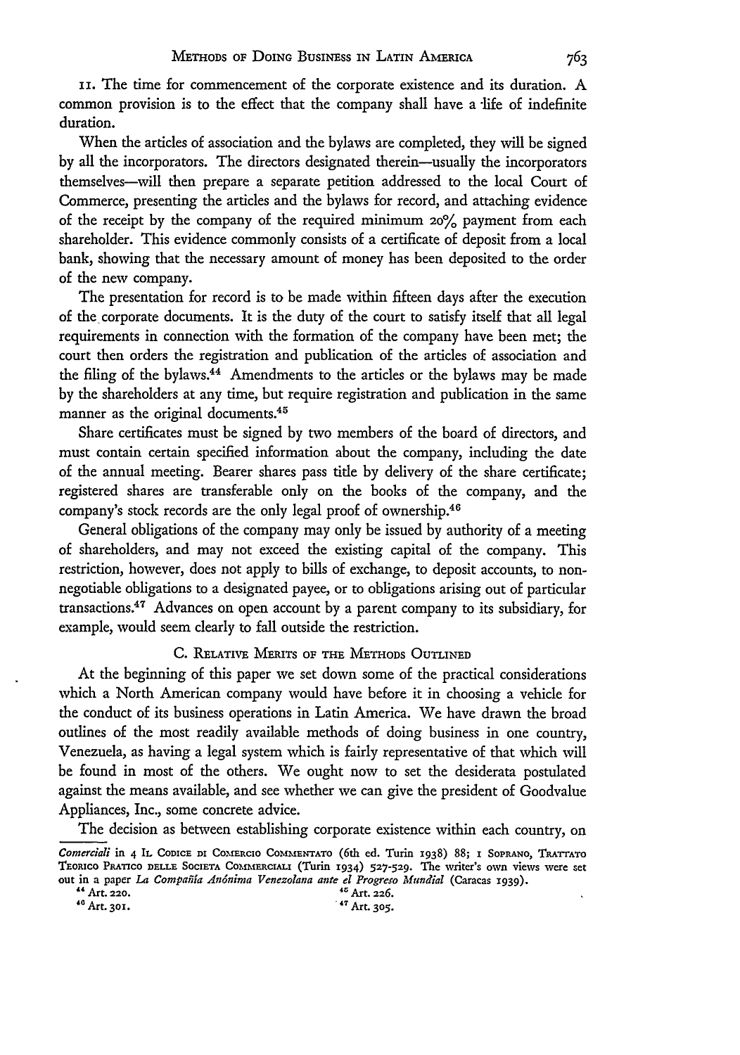11. The time for commencement of the corporate existence and its duration. A common provision is to the effect that the company shall have a life of indefinite duration.

When the articles of association and the bylaws are completed, they will be signed by all the incorporators. The directors designated therein—usually the incorporators themselves—will then prepare a separate petition addressed to the local Court of Commerce, presenting the articles and the bylaws for record, and attaching evidence of the receipt by the company of the required minimum 20% payment from each shareholder. This evidence commonly consists of a certificate of deposit from a local bank, showing that the necessary amount of money has been deposited to the order of the new company.

The presentation for record is to be made within fifteen days after the execution of the corporate documents. It is the duty of the court to satisfy itself that all legal requirements in connection with the formation of the company have been met; the court then orders the registration and publication of the articles of association and the filing of the bylaws.[44] Amendments to the articles or the bylaws may be made by the shareholders at any time, but require registration and publication in the same manner as the original documents.[45]

Share certificates must be signed by two members of the board of directors, and must contain certain specified information about the company, including the date of the annual meeting. Bearer shares pass title by delivery of the share certificate; registered shares are transferable only on the books of the company, and the company's stock records are the only legal proof of ownership.[46]

General obligations of the company may only be issued by authority of a meeting of shareholders, and may not exceed the existing capital of the company. This restriction, however, does not apply to bills of exchange, to deposit accounts, to non-negotiable obligations to a designated payee, or to obligations arising out of particular transactions.[47] Advances on open account by a parent company to its subsidiary, for example, would seem clearly to fall outside the restriction.

### C. Relative Merits of the Methods Outlined

At the beginning of this paper we set down some of the practical considerations which a North American company would have before it in choosing a vehicle for the conduct of its business operations in Latin America. We have drawn the broad outlines of the most readily available methods of doing business in one country, Venezuela, as having a legal system which is fairly representative of that which will be found in most of the others. We ought now to set the desiderata postulated against the means available, and see whether we can give the president of Goodvalue Appliances, Inc., some concrete advice.

The decision as between establishing corporate existence within each country, on

---

*Comerciali* in 4 Il Codice di Commercio Commentato (6th ed. Turin 1938) 88; 1 Soprano, Trattato Teorico Pratico delle Societa Commerciali (Turin 1934) 527-529. The writer's own views were set out in a paper *La Compañía Anónima Venezolana ante el Progreso Mundial* (Caracas 1939).

[44] Art. 220.

[45] Art. 226.

[46] Art. 301.

[47] Art. 305.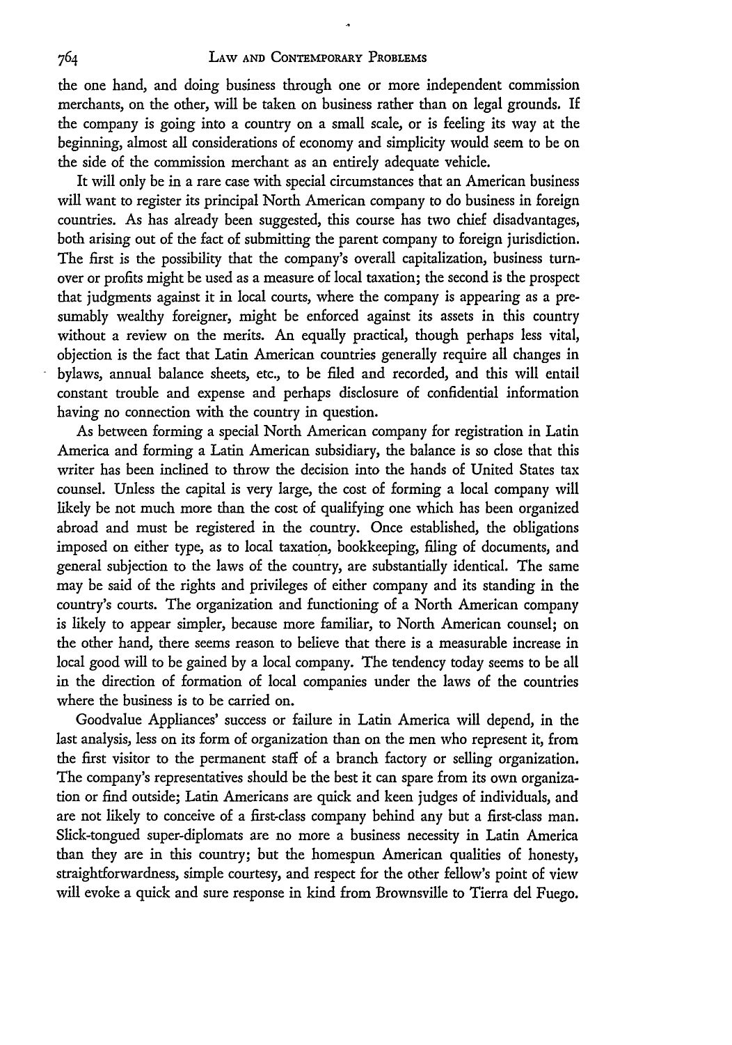the one hand, and doing business through one or more independent commission merchants, on the other, will be taken on business rather than on legal grounds. If the company is going into a country on a small scale, or is feeling its way at the beginning, almost all considerations of economy and simplicity would seem to be on the side of the commission merchant as an entirely adequate vehicle.

It will only be in a rare case with special circumstances that an American business will want to register its principal North American company to do business in foreign countries. As has already been suggested, this course has two chief disadvantages, both arising out of the fact of submitting the parent company to foreign jurisdiction. The first is the possibility that the company's overall capitalization, business turnover or profits might be used as a measure of local taxation; the second is the prospect that judgments against it in local courts, where the company is appearing as a presumably wealthy foreigner, might be enforced against its assets in this country without a review on the merits. An equally practical, though perhaps less vital, objection is the fact that Latin American countries generally require all changes in bylaws, annual balance sheets, etc., to be filed and recorded, and this will entail constant trouble and expense and perhaps disclosure of confidential information having no connection with the country in question.

As between forming a special North American company for registration in Latin America and forming a Latin American subsidiary, the balance is so close that this writer has been inclined to throw the decision into the hands of United States tax counsel. Unless the capital is very large, the cost of forming a local company will likely be not much more than the cost of qualifying one which has been organized abroad and must be registered in the country. Once established, the obligations imposed on either type, as to local taxation, bookkeeping, filing of documents, and general subjection to the laws of the country, are substantially identical. The same may be said of the rights and privileges of either company and its standing in the country's courts. The organization and functioning of a North American company is likely to appear simpler, because more familiar, to North American counsel; on the other hand, there seems reason to believe that there is a measurable increase in local good will to be gained by a local company. The tendency today seems to be all in the direction of formation of local companies under the laws of the countries where the business is to be carried on.

Goodvalue Appliances' success or failure in Latin America will depend, in the last analysis, less on its form of organization than on the men who represent it, from the first visitor to the permanent staff of a branch factory or selling organization. The company's representatives should be the best it can spare from its own organization or find outside; Latin Americans are quick and keen judges of individuals, and are not likely to conceive of a first-class company behind any but a first-class man. Slick-tongued super-diplomats are no more a business necessity in Latin America than they are in this country; but the homespun American qualities of honesty, straightforwardness, simple courtesy, and respect for the other fellow's point of view will evoke a quick and sure response in kind from Brownsville to Tierra del Fuego.